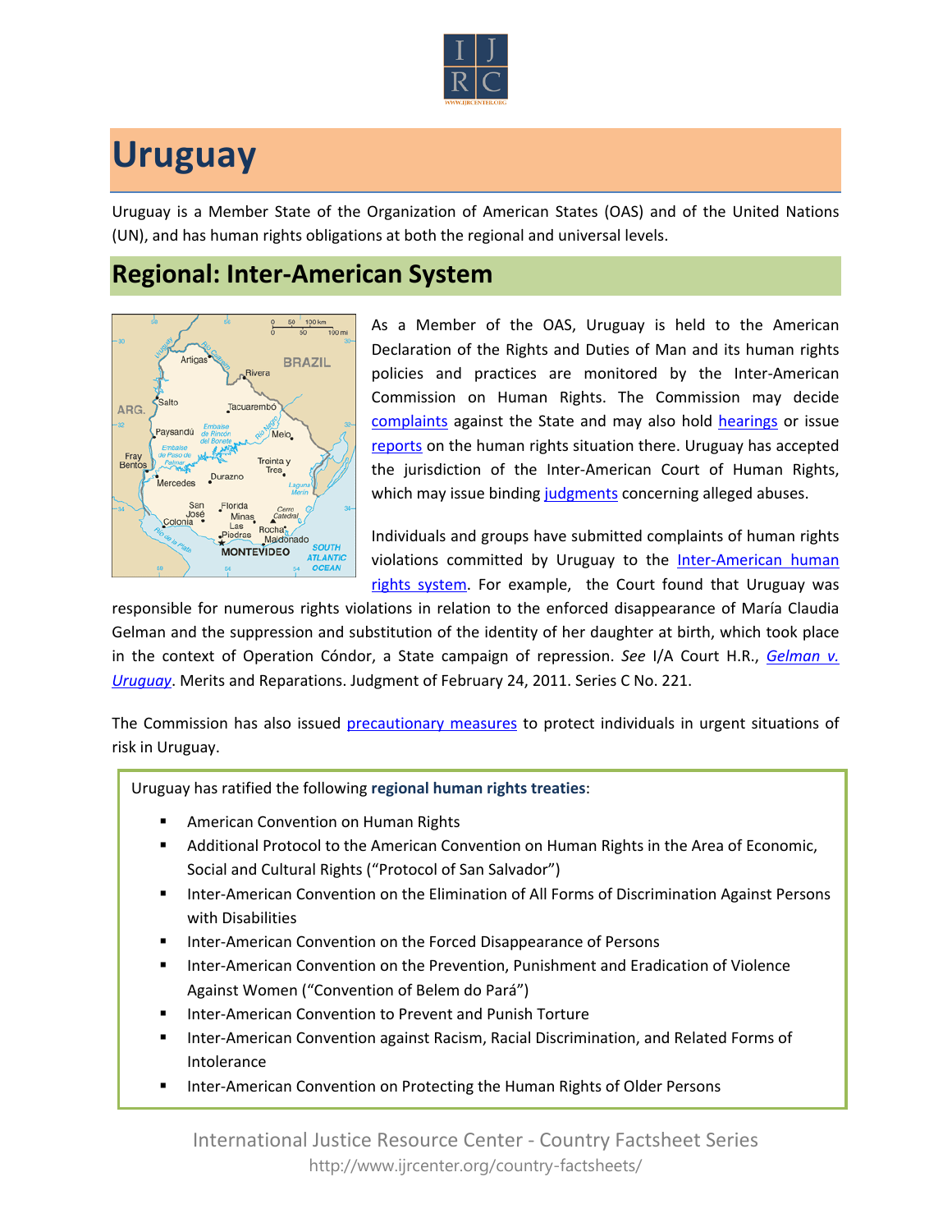# Uruguay

Uruguay is a Member State of the Organization of American States (OAS) and of the United Nations (UN), and has human rights obligations at both the regional and universal levels.

## Regional: Inter-American System

As a Member of the OAS, Uruguay is held to the American Declaration of the Rights and Duties of Man and its human rights policies and practices are monitored by the Inter-American Commission on Human Rights. The Commission may decide complaints against the State and may also hold hearings or issue reports on the human rights situation there. Uruguay has accepted the jurisdiction of the Inter-American Court of Human Rights, which may issue binding judgments concerning alleged abuses.

Individuals and groups have submitted complaints of human rights violations committed by Uruguay to the Inter-American human rights system. For example, the Court found that Uruguay was responsible for numerous rights violations in relation to the enforced disappearance of María Claudia Gelman and the suppression and substitution of the identity of her daughter at birth, which took place in the context of Operation Cóndor, a State campaign of repression. *See* I/A Court H.R., *Gelman v. Uruguay*. Merits and Reparations. Judgment of February 24, 2011. Series C No. 221.

The Commission has also issued precautionary measures to protect individuals in urgent situations of risk in Uruguay.

Uruguay has ratified the following **regional human rights treaties**:

- American Convention on Human Rights
- Additional Protocol to the American Convention on Human Rights in the Area of Economic, Social and Cultural Rights ("Protocol of San Salvador")
- Inter-American Convention on the Elimination of All Forms of Discrimination Against Persons with Disabilities
- Inter-American Convention on the Forced Disappearance of Persons
- Inter-American Convention on the Prevention, Punishment and Eradication of Violence Against Women ("Convention of Belem do Pará")
- Inter-American Convention to Prevent and Punish Torture
- Inter-American Convention against Racism, Racial Discrimination, and Related Forms of Intolerance
- Inter-American Convention on Protecting the Human Rights of Older Persons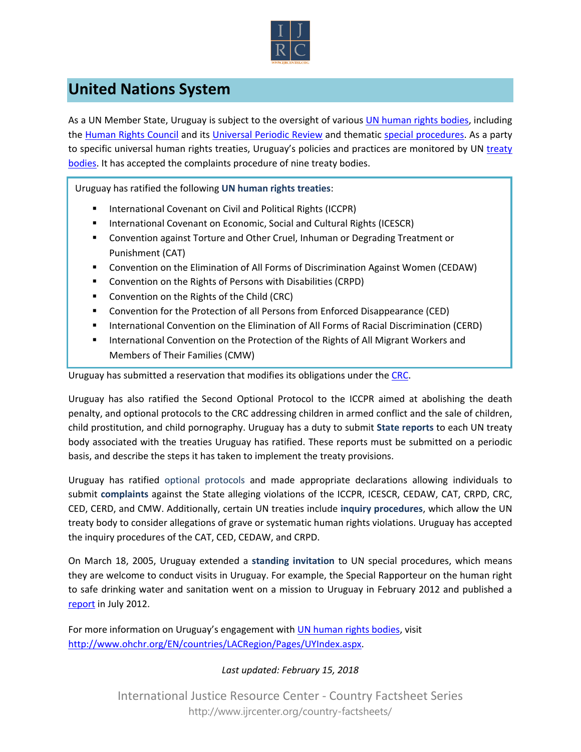## United Nations System

As a UN Member State, Uruguay is subject to the oversight of various UN human rights bodies, including the Human Rights Council and its Universal Periodic Review and thematic special procedures. As a party to specific universal human rights treaties, Uruguay's policies and practices are monitored by UN treaty bodies. It has accepted the complaints procedure of nine treaty bodies.

Uruguay has ratified the following **UN human rights treaties**:

- International Covenant on Civil and Political Rights (ICCPR)
- International Covenant on Economic, Social and Cultural Rights (ICESCR)
- Convention against Torture and Other Cruel, Inhuman or Degrading Treatment or Punishment (CAT)
- Convention on the Elimination of All Forms of Discrimination Against Women (CEDAW)
- Convention on the Rights of Persons with Disabilities (CRPD)
- Convention on the Rights of the Child (CRC)
- Convention for the Protection of all Persons from Enforced Disappearance (CED)
- International Convention on the Elimination of All Forms of Racial Discrimination (CERD)
- International Convention on the Protection of the Rights of All Migrant Workers and Members of Their Families (CMW)

Uruguay has submitted a reservation that modifies its obligations under the CRC.

Uruguay has also ratified the Second Optional Protocol to the ICCPR aimed at abolishing the death penalty, and optional protocols to the CRC addressing children in armed conflict and the sale of children, child prostitution, and child pornography. Uruguay has a duty to submit **State reports** to each UN treaty body associated with the treaties Uruguay has ratified. These reports must be submitted on a periodic basis, and describe the steps it has taken to implement the treaty provisions.

Uruguay has ratified optional protocols and made appropriate declarations allowing individuals to submit **complaints** against the State alleging violations of the ICCPR, ICESCR, CEDAW, CAT, CRPD, CRC, CED, CERD, and CMW. Additionally, certain UN treaties include **inquiry procedures**, which allow the UN treaty body to consider allegations of grave or systematic human rights violations. Uruguay has accepted the inquiry procedures of the CAT, CED, CEDAW, and CRPD.

On March 18, 2005, Uruguay extended a **standing invitation** to UN special procedures, which means they are welcome to conduct visits in Uruguay. For example, the Special Rapporteur on the human right to safe drinking water and sanitation went on a mission to Uruguay in February 2012 and published a report in July 2012.

For more information on Uruguay's engagement with UN human rights bodies, visit http://www.ohchr.org/EN/countries/LACRegion/Pages/UYIndex.aspx.

*Last updated: February 15, 2018*